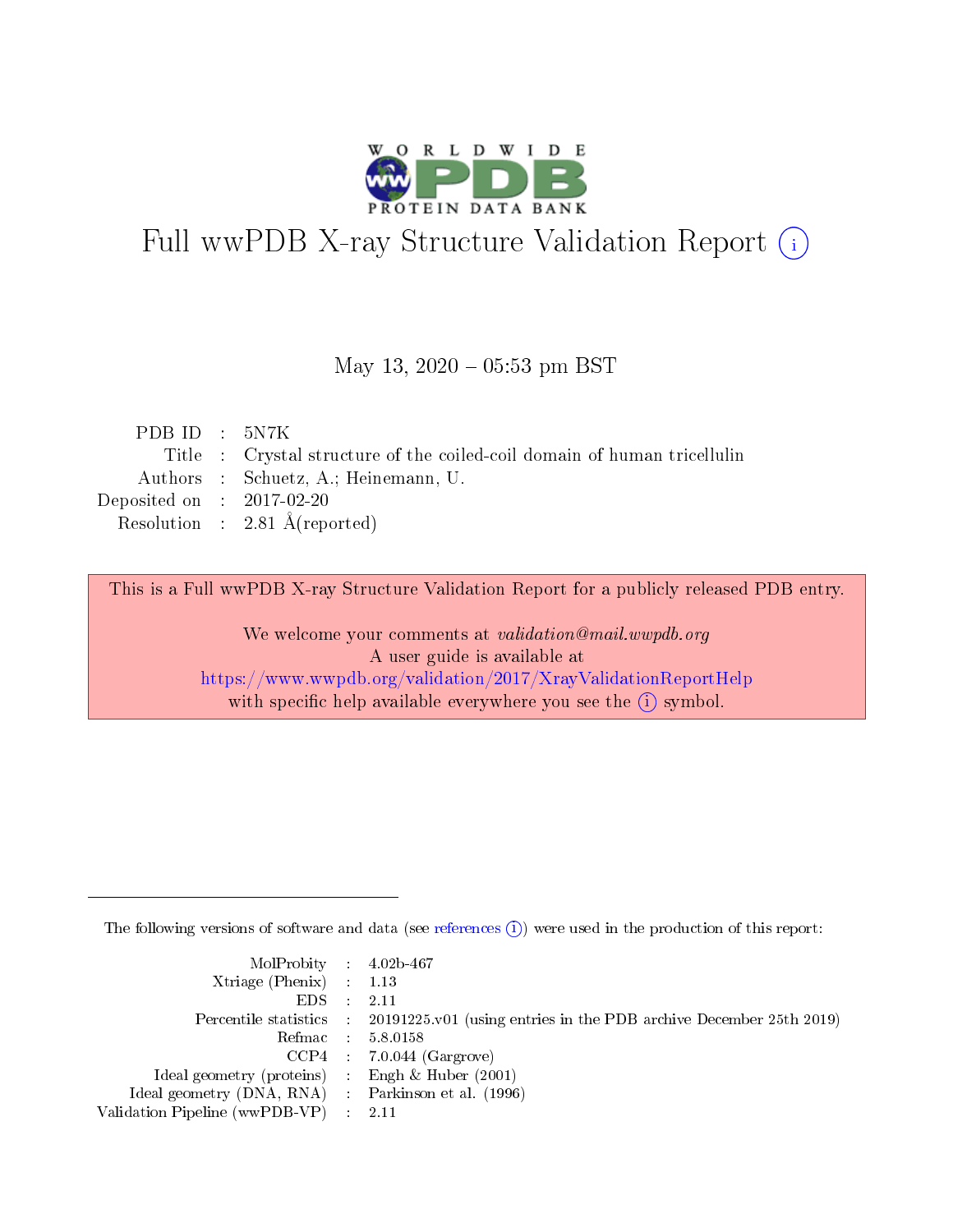# Full wwPDB X-ray Structure Validation Report (i)

May 13, 2020 – 05:53 pm BST

| | | |
|---|---|---|
| PDB ID | : | 5N7K |
| Title | : | Crystal structure of the coiled-coil domain of human tricellulin |
| Authors | : | Schuetz, A.; Heinemann, U. |
| Deposited on | : | 2017-02-20 |
| Resolution | : | 2.81 Å(reported) |

This is a Full wwPDB X-ray Structure Validation Report for a publicly released PDB entry.

We welcome your comments at *validation@mail.wwpdb.org*
A user guide is available at
https://www.wwpdb.org/validation/2017/XrayValidationReportHelp
with specific help available everywhere you see the (i) symbol.

---

The following versions of software and data (see references (i)) were used in the production of this report:

| | | |
|---|---|---|
| MolProbity | : | 4.02b-467 |
| Xtriage (Phenix) | : | 1.13 |
| EDS | : | 2.11 |
| Percentile statistics | : | 20191225.v01 (using entries in the PDB archive December 25th 2019) |
| Refmac | : | 5.8.0158 |
| CCP4 | : | 7.0.044 (Gargrove) |
| Ideal geometry (proteins) | : | Engh & Huber (2001) |
| Ideal geometry (DNA, RNA) | : | Parkinson et al. (1996) |
| Validation Pipeline (wwPDB-VP) | : | 2.11 |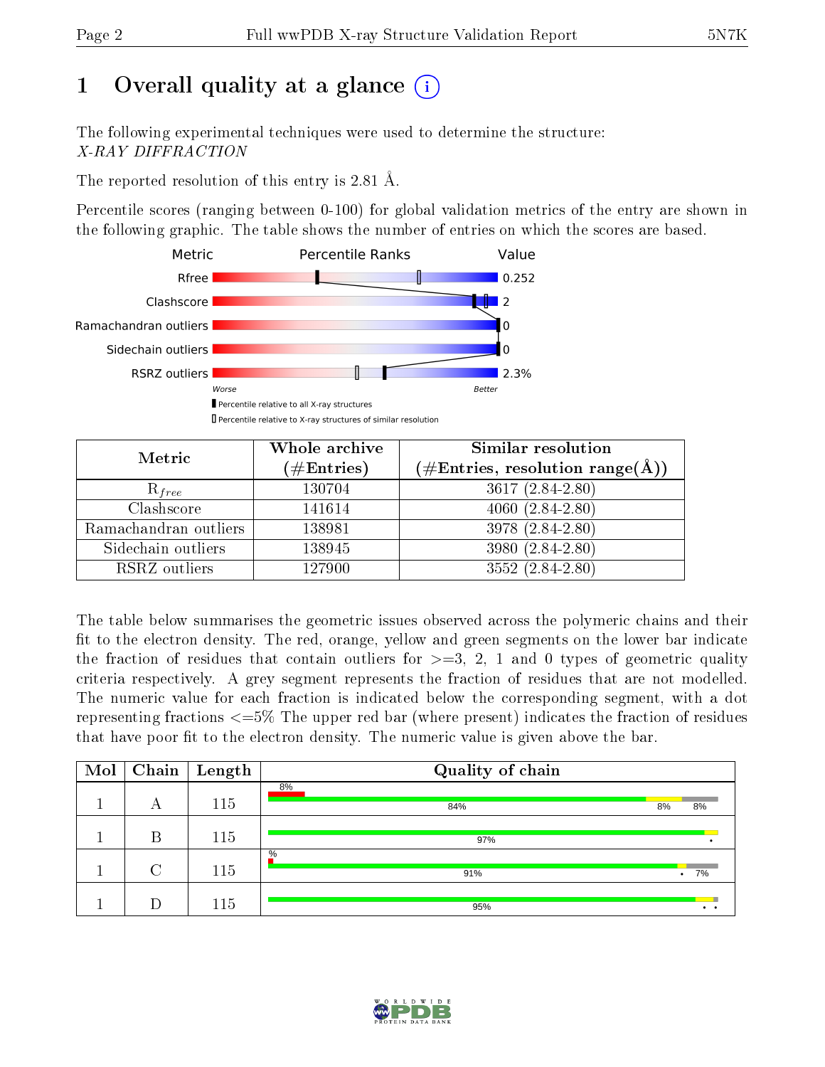# 1 Overall quality at a glance

The following experimental techniques were used to determine the structure: *X-RAY DIFFRACTION*

The reported resolution of this entry is 2.81 Å.

Percentile scores (ranging between 0-100) for global validation metrics of the entry are shown in the following graphic. The table shows the number of entries on which the scores are based.

| Metric | Value |
|---|---|
| Rfree | 0.252 |
| Clashscore | 2 |
| Ramachandran outliers | 0 |
| Sidechain outliers | 0 |
| RSRZ outliers | 2.3% |

Worse — Better

▮ Percentile relative to all X-ray structures
▯ Percentile relative to X-ray structures of similar resolution

| Metric | Whole archive (#Entries) | Similar resolution (#Entries, resolution range(Å)) |
|---|---|---|
| $R_{free}$ | 130704 | 3617 (2.84-2.80) |
| Clashscore | 141614 | 4060 (2.84-2.80) |
| Ramachandran outliers | 138981 | 3978 (2.84-2.80) |
| Sidechain outliers | 138945 | 3980 (2.84-2.80) |
| RSRZ outliers | 127900 | 3552 (2.84-2.80) |

The table below summarises the geometric issues observed across the polymeric chains and their fit to the electron density. The red, orange, yellow and green segments on the lower bar indicate the fraction of residues that contain outliers for >=3, 2, 1 and 0 types of geometric quality criteria respectively. A grey segment represents the fraction of residues that are not modelled. The numeric value for each fraction is indicated below the corresponding segment, with a dot representing fractions <=5% The upper red bar (where present) indicates the fraction of residues that have poor fit to the electron density. The numeric value is given above the bar.

| Mol | Chain | Length | Quality of chain |
|---|---|---|---|
| 1 | A | 115 | 8% (poor fit); 84%, 8%, 8% |
| 1 | B | 115 | 97%, • |
| 1 | C | 115 | % (poor fit); 91%, •, 7% |
| 1 | D | 115 | 95%, •, • |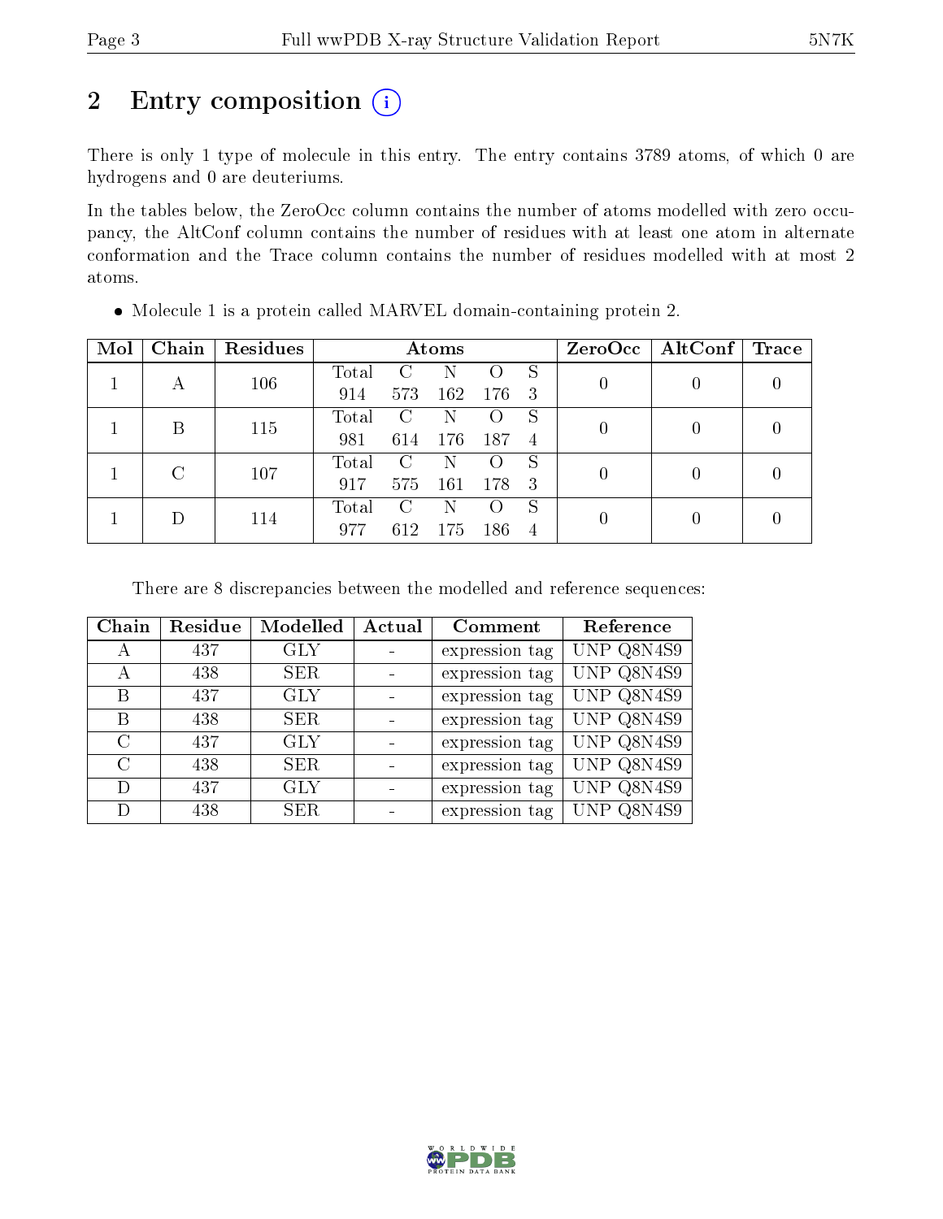# 2 Entry composition

There is only 1 type of molecule in this entry. The entry contains 3789 atoms, of which 0 are hydrogens and 0 are deuteriums.

In the tables below, the ZeroOcc column contains the number of atoms modelled with zero occupancy, the AltConf column contains the number of residues with at least one atom in alternate conformation and the Trace column contains the number of residues modelled with at most 2 atoms.

- Molecule 1 is a protein called MARVEL domain-containing protein 2.

| Mol | Chain | Residues | Atoms | | | | | ZeroOcc | AltConf | Trace |
|---|---|---|---|---|---|---|---|---|---|---|
| 1 | A | 106 | Total | C | N | O | S | 0 | 0 | 0 |
| | | | 914 | 573 | 162 | 176 | 3 | | | |
| 1 | B | 115 | Total | C | N | O | S | 0 | 0 | 0 |
| | | | 981 | 614 | 176 | 187 | 4 | | | |
| 1 | C | 107 | Total | C | N | O | S | 0 | 0 | 0 |
| | | | 917 | 575 | 161 | 178 | 3 | | | |
| 1 | D | 114 | Total | C | N | O | S | 0 | 0 | 0 |
| | | | 977 | 612 | 175 | 186 | 4 | | | |

There are 8 discrepancies between the modelled and reference sequences:

| Chain | Residue | Modelled | Actual | Comment | Reference |
|---|---|---|---|---|---|
| A | 437 | GLY | - | expression tag | UNP Q8N4S9 |
| A | 438 | SER | - | expression tag | UNP Q8N4S9 |
| B | 437 | GLY | - | expression tag | UNP Q8N4S9 |
| B | 438 | SER | - | expression tag | UNP Q8N4S9 |
| C | 437 | GLY | - | expression tag | UNP Q8N4S9 |
| C | 438 | SER | - | expression tag | UNP Q8N4S9 |
| D | 437 | GLY | - | expression tag | UNP Q8N4S9 |
| D | 438 | SER | - | expression tag | UNP Q8N4S9 |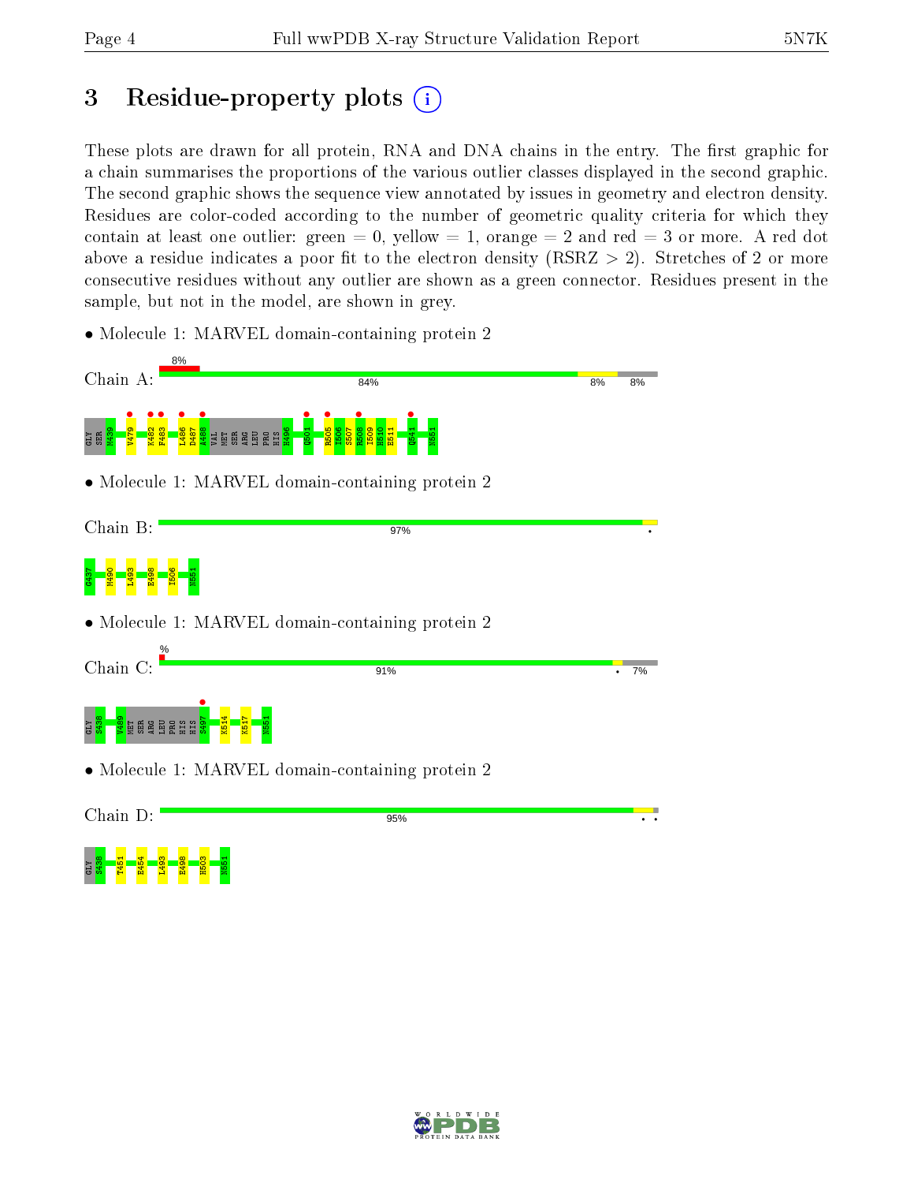# 3 Residue-property plots

These plots are drawn for all protein, RNA and DNA chains in the entry. The first graphic for a chain summarises the proportions of the various outlier classes displayed in the second graphic. The second graphic shows the sequence view annotated by issues in geometry and electron density. Residues are color-coded according to the number of geometric quality criteria for which they contain at least one outlier: green = 0, yellow = 1, orange = 2 and red = 3 or more. A red dot above a residue indicates a poor fit to the electron density (RSRZ > 2). Stretches of 2 or more consecutive residues without any outlier are shown as a green connector. Residues present in the sample, but not in the model, are shown in grey.

- Molecule 1: MARVEL domain-containing protein 2

Chain A: 8% | 84% | 8% | 8%

GLY SER M439 V479 K482 F483 L486 D487 A488 VAL MET SER ARG LEU PRO HIS H496 Q501 R505 I506 S507 R508 I509 H510 E511 Q541 N551

- Molecule 1: MARVEL domain-containing protein 2

Chain B: 97%

G437 M490 L493 E498 I506 N551

- Molecule 1: MARVEL domain-containing protein 2

Chain C: % | 91% | 7%

GLY S438 V489 MET SER ARG LEU PRO HIS HIS S497 K514 K517 N551

- Molecule 1: MARVEL domain-containing protein 2

Chain D: 95%

GLY S438 T451 E454 L493 E498 H503 N551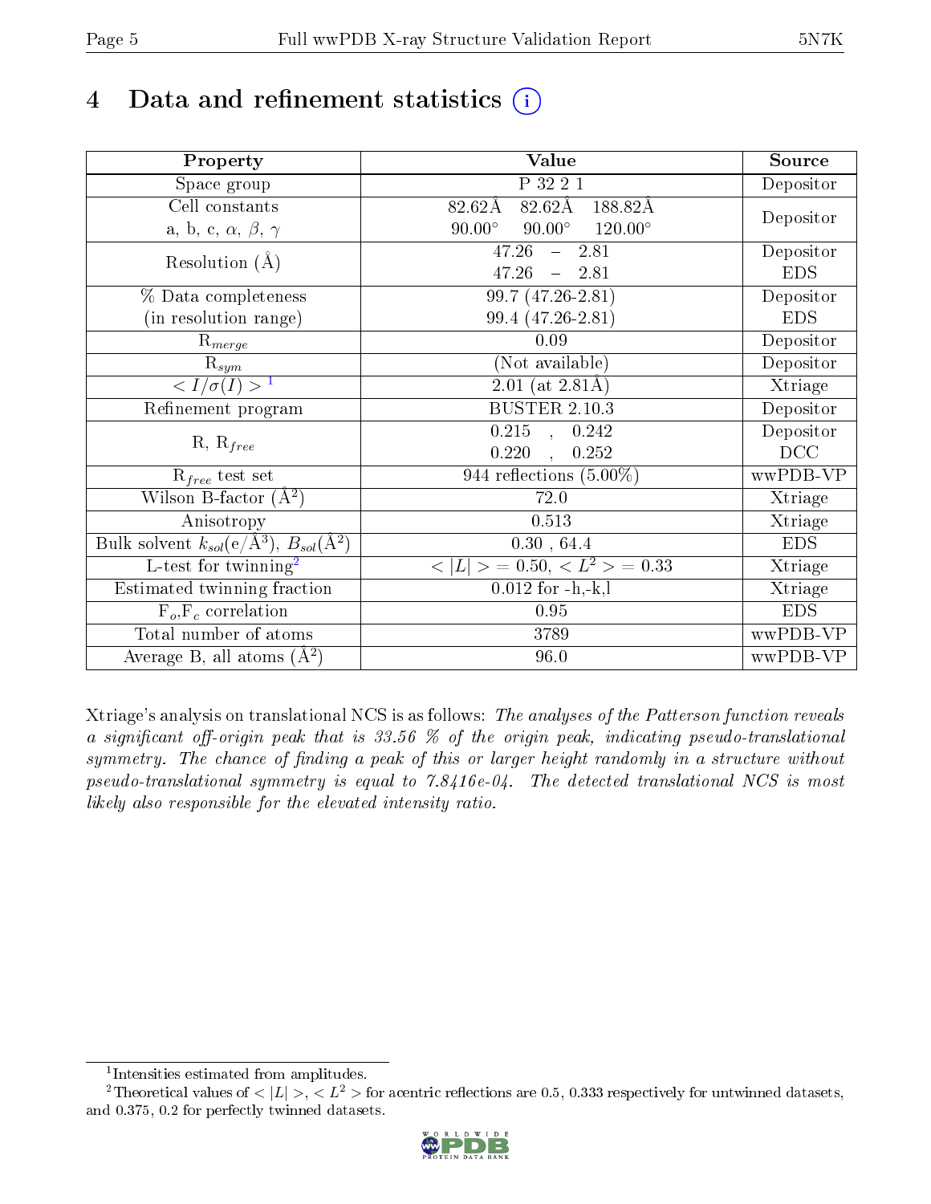# 4 Data and refinement statistics (i)

| Property | Value | Source |
|---|---|---|
| Space group | P 32 2 1 | Depositor |
| Cell constants<br>a, b, c, $\alpha$, $\beta$, $\gamma$ | 82.62Å 82.62Å 188.82Å<br>90.00° 90.00° 120.00° | Depositor |
| Resolution (Å) | 47.26 – 2.81<br>47.26 – 2.81 | Depositor<br>EDS |
| % Data completeness<br>(in resolution range) | 99.7 (47.26-2.81)<br>99.4 (47.26-2.81) | Depositor<br>EDS |
| $R_{merge}$ | 0.09 | Depositor |
| $R_{sym}$ | (Not available) | Depositor |
| $< I/\sigma(I) >$ [1] | 2.01 (at 2.81Å) | Xtriage |
| Refinement program | BUSTER 2.10.3 | Depositor |
| R, $R_{free}$ | 0.215 , 0.242<br>0.220 , 0.252 | Depositor<br>DCC |
| $R_{free}$ test set | 944 reflections (5.00%) | wwPDB-VP |
| Wilson B-factor ($Å^2$) | 72.0 | Xtriage |
| Anisotropy | 0.513 | Xtriage |
| Bulk solvent $k_{sol}$(e/$Å^3$), $B_{sol}$($Å^2$) | 0.30 , 64.4 | EDS |
| L-test for twinning[2] | $< \|L\| >$ = 0.50, $< L^2 >$ = 0.33 | Xtriage |
| Estimated twinning fraction | 0.012 for -h,-k,l | Xtriage |
| $F_o$,$F_c$ correlation | 0.95 | EDS |
| Total number of atoms | 3789 | wwPDB-VP |
| Average B, all atoms ($Å^2$) | 96.0 | wwPDB-VP |

Xtriage's analysis on translational NCS is as follows: *The analyses of the Patterson function reveals a significant off-origin peak that is 33.56 % of the origin peak, indicating pseudo-translational symmetry. The chance of finding a peak of this or larger height randomly in a structure without pseudo-translational symmetry is equal to 7.8416e-04. The detected translational NCS is most likely also responsible for the elevated intensity ratio.*

[1] Intensities estimated from amplitudes.

[2] Theoretical values of $< |L| >$, $< L^2 >$ for acentric reflections are 0.5, 0.333 respectively for untwinned datasets, and 0.375, 0.2 for perfectly twinned datasets.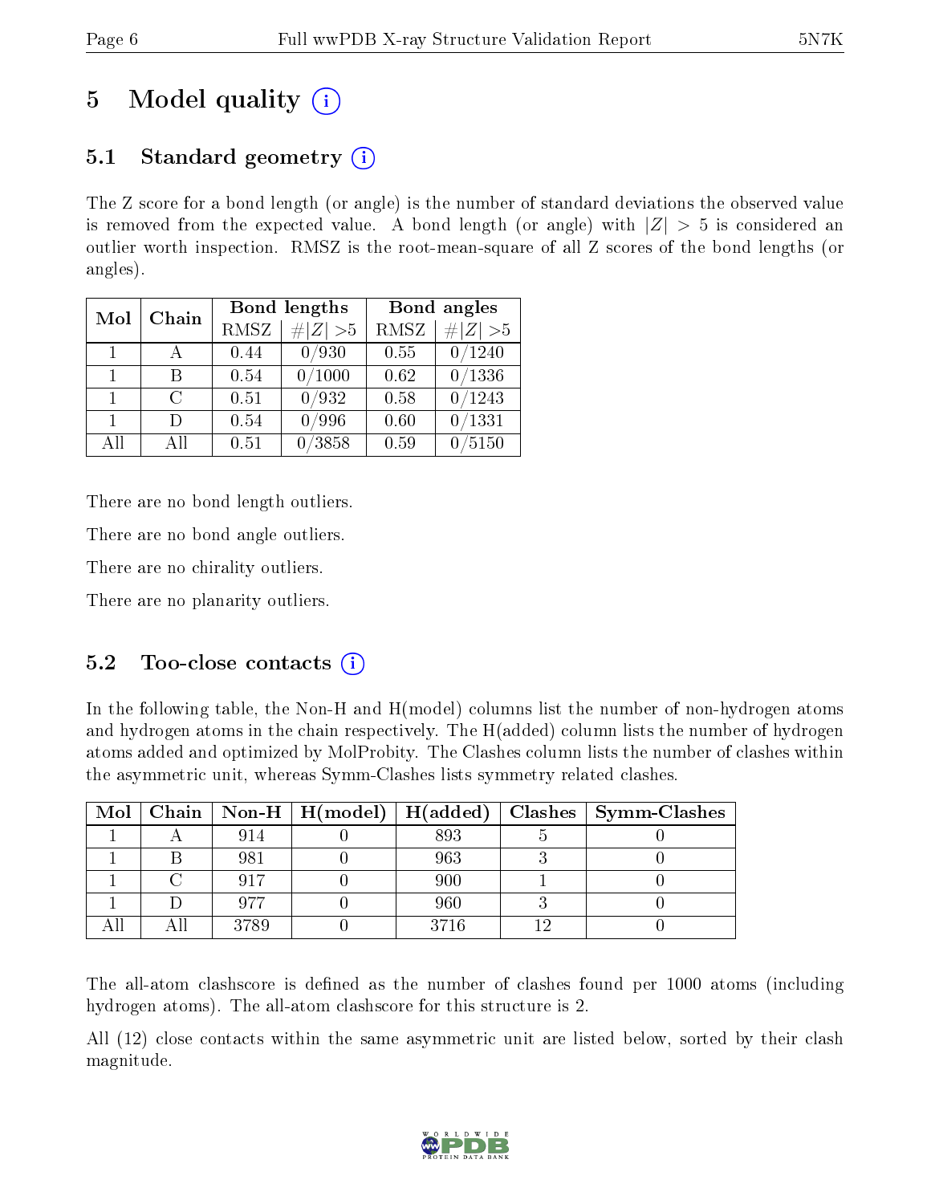# 5 Model quality

## 5.1 Standard geometry

The Z score for a bond length (or angle) is the number of standard deviations the observed value is removed from the expected value. A bond length (or angle) with $|Z| > 5$ is considered an outlier worth inspection. RMSZ is the root-mean-square of all Z scores of the bond lengths (or angles).

| Mol | Chain | Bond lengths | | Bond angles | |
|---|---|---|---|---|---|
| | | RMSZ | $\#|Z| > 5$ | RMSZ | $\#|Z| > 5$ |
| 1 | A | 0.44 | 0/930 | 0.55 | 0/1240 |
| 1 | B | 0.54 | 0/1000 | 0.62 | 0/1336 |
| 1 | C | 0.51 | 0/932 | 0.58 | 0/1243 |
| 1 | D | 0.54 | 0/996 | 0.60 | 0/1331 |
| All | All | 0.51 | 0/3858 | 0.59 | 0/5150 |

There are no bond length outliers.

There are no bond angle outliers.

There are no chirality outliers.

There are no planarity outliers.

## 5.2 Too-close contacts

In the following table, the Non-H and H(model) columns list the number of non-hydrogen atoms and hydrogen atoms in the chain respectively. The H(added) column lists the number of hydrogen atoms added and optimized by MolProbity. The Clashes column lists the number of clashes within the asymmetric unit, whereas Symm-Clashes lists symmetry related clashes.

| Mol | Chain | Non-H | H(model) | H(added) | Clashes | Symm-Clashes |
|---|---|---|---|---|---|---|
| 1 | A | 914 | 0 | 893 | 5 | 0 |
| 1 | B | 981 | 0 | 963 | 3 | 0 |
| 1 | C | 917 | 0 | 900 | 1 | 0 |
| 1 | D | 977 | 0 | 960 | 3 | 0 |
| All | All | 3789 | 0 | 3716 | 12 | 0 |

The all-atom clashscore is defined as the number of clashes found per 1000 atoms (including hydrogen atoms). The all-atom clashscore for this structure is 2.

All (12) close contacts within the same asymmetric unit are listed below, sorted by their clash magnitude.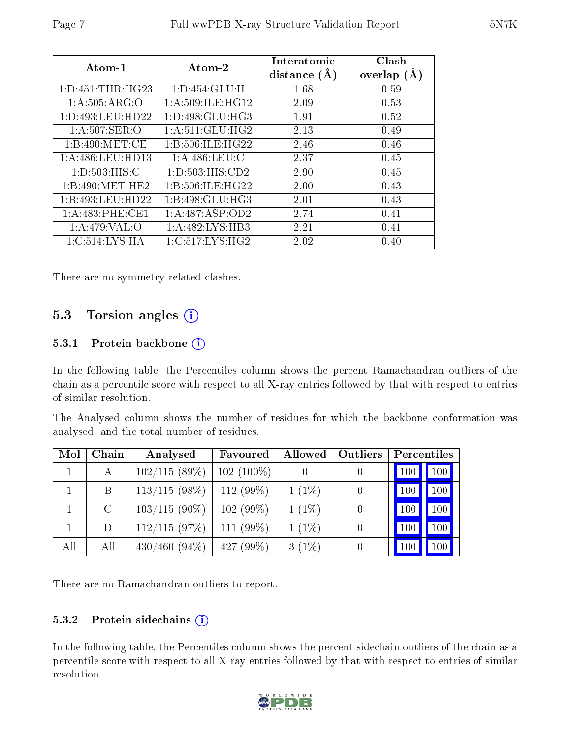| Atom-1 | Atom-2 | Interatomic distance (Å) | Clash overlap (Å) |
|---|---|---|---|
| 1:D:451:THR:HG23 | 1:D:454:GLU:H | 1.68 | 0.59 |
| 1:A:505:ARG:O | 1:A:509:ILE:HG12 | 2.09 | 0.53 |
| 1:D:493:LEU:HD22 | 1:D:498:GLU:HG3 | 1.91 | 0.52 |
| 1:A:507:SER:O | 1:A:511:GLU:HG2 | 2.13 | 0.49 |
| 1:B:490:MET:CE | 1:B:506:ILE:HG22 | 2.46 | 0.46 |
| 1:A:486:LEU:HD13 | 1:A:486:LEU:C | 2.37 | 0.45 |
| 1:D:503:HIS:C | 1:D:503:HIS:CD2 | 2.90 | 0.45 |
| 1:B:490:MET:HE2 | 1:B:506:ILE:HG22 | 2.00 | 0.43 |
| 1:B:493:LEU:HD22 | 1:B:498:GLU:HG3 | 2.01 | 0.43 |
| 1:A:483:PHE:CE1 | 1:A:487:ASP:OD2 | 2.74 | 0.41 |
| 1:A:479:VAL:O | 1:A:482:LYS:HB3 | 2.21 | 0.41 |
| 1:C:514:LYS:HA | 1:C:517:LYS:HG2 | 2.02 | 0.40 |

There are no symmetry-related clashes.

## 5.3 Torsion angles

### 5.3.1 Protein backbone

In the following table, the Percentiles column shows the percent Ramachandran outliers of the chain as a percentile score with respect to all X-ray entries followed by that with respect to entries of similar resolution.

The Analysed column shows the number of residues for which the backbone conformation was analysed, and the total number of residues.

| Mol | Chain | Analysed | Favoured | Allowed | Outliers | Percentiles | |
|---|---|---|---|---|---|---|---|
| 1 | A | 102/115 (89%) | 102 (100%) | 0 | 0 | 100 | 100 |
| 1 | B | 113/115 (98%) | 112 (99%) | 1 (1%) | 0 | 100 | 100 |
| 1 | C | 103/115 (90%) | 102 (99%) | 1 (1%) | 0 | 100 | 100 |
| 1 | D | 112/115 (97%) | 111 (99%) | 1 (1%) | 0 | 100 | 100 |
| All | All | 430/460 (94%) | 427 (99%) | 3 (1%) | 0 | 100 | 100 |

There are no Ramachandran outliers to report.

### 5.3.2 Protein sidechains

In the following table, the Percentiles column shows the percent sidechain outliers of the chain as a percentile score with respect to all X-ray entries followed by that with respect to entries of similar resolution.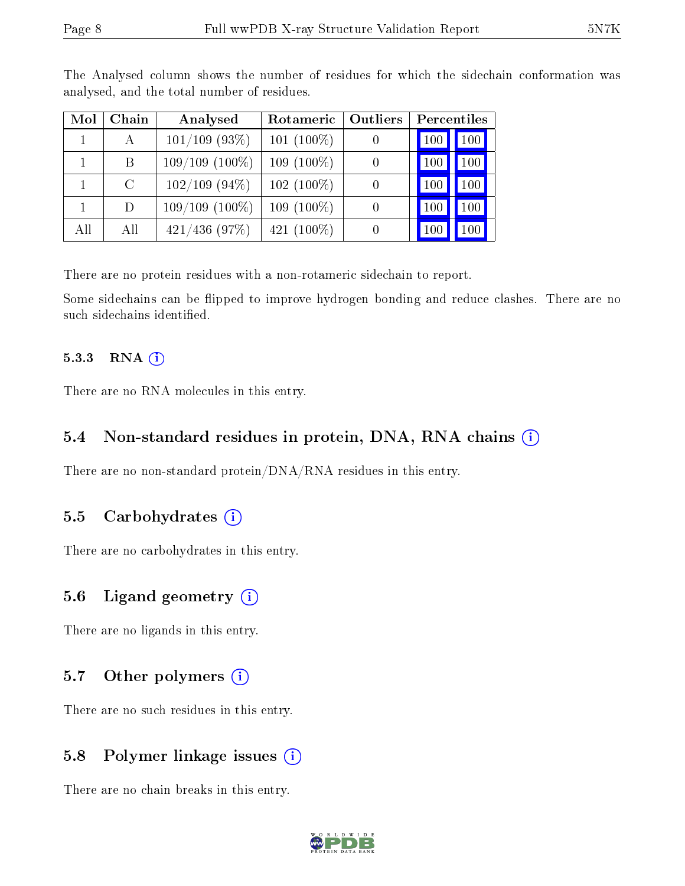The Analysed column shows the number of residues for which the sidechain conformation was analysed, and the total number of residues.

| Mol | Chain | Analysed | Rotameric | Outliers | Percentiles | |
|---|---|---|---|---|---|---|
| 1 | A | 101/109 (93%) | 101 (100%) | 0 | 100 | 100 |
| 1 | B | 109/109 (100%) | 109 (100%) | 0 | 100 | 100 |
| 1 | C | 102/109 (94%) | 102 (100%) | 0 | 100 | 100 |
| 1 | D | 109/109 (100%) | 109 (100%) | 0 | 100 | 100 |
| All | All | 421/436 (97%) | 421 (100%) | 0 | 100 | 100 |

There are no protein residues with a non-rotameric sidechain to report.

Some sidechains can be flipped to improve hydrogen bonding and reduce clashes. There are no such sidechains identified.

#### 5.3.3 RNA

There are no RNA molecules in this entry.

### 5.4 Non-standard residues in protein, DNA, RNA chains

There are no non-standard protein/DNA/RNA residues in this entry.

### 5.5 Carbohydrates

There are no carbohydrates in this entry.

### 5.6 Ligand geometry

There are no ligands in this entry.

### 5.7 Other polymers

There are no such residues in this entry.

### 5.8 Polymer linkage issues

There are no chain breaks in this entry.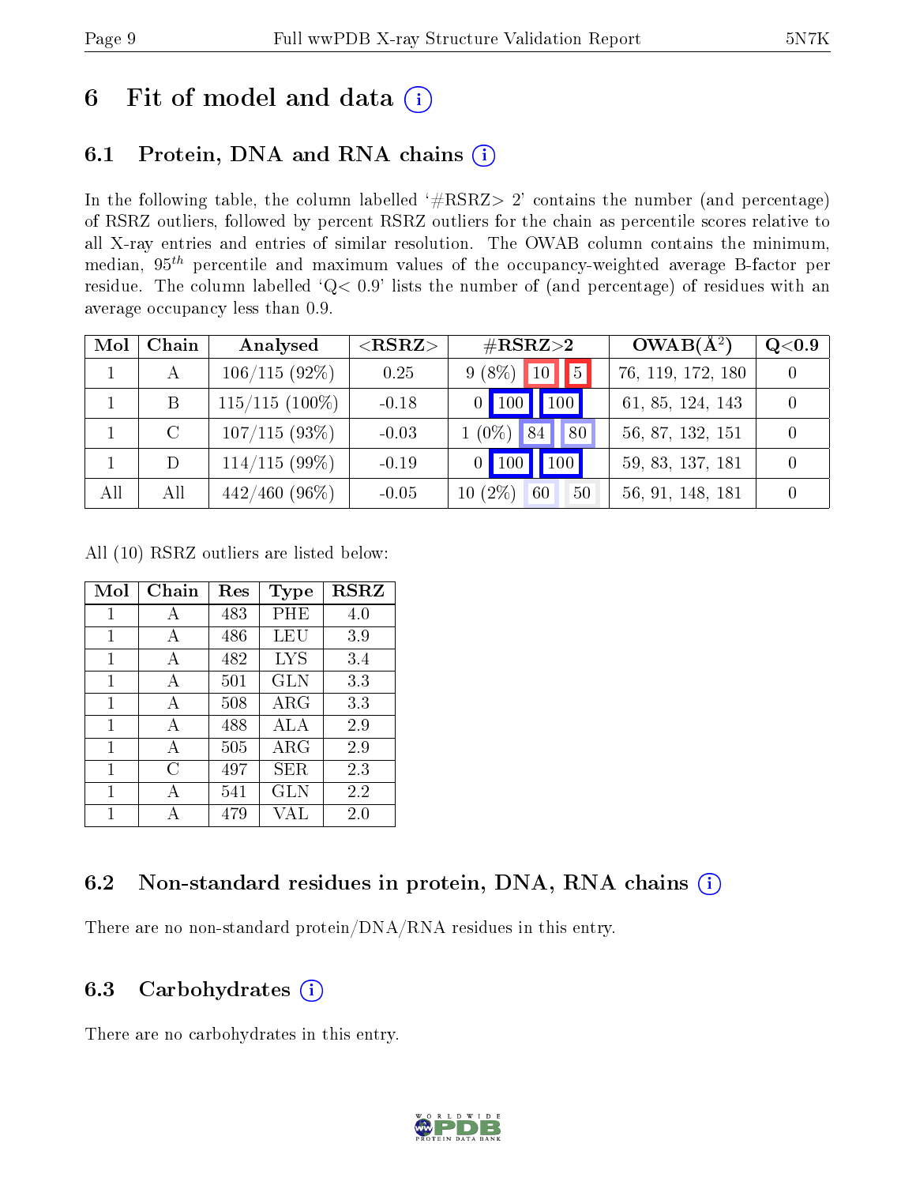# 6 Fit of model and data

## 6.1 Protein, DNA and RNA chains

In the following table, the column labelled '#RSRZ> 2' contains the number (and percentage) of RSRZ outliers, followed by percent RSRZ outliers for the chain as percentile scores relative to all X-ray entries and entries of similar resolution. The OWAB column contains the minimum, median, $95^{th}$ percentile and maximum values of the occupancy-weighted average B-factor per residue. The column labelled 'Q< 0.9' lists the number of (and percentage) of residues with an average occupancy less than 0.9.

| Mol | Chain | Analysed | <RSRZ> | #RSRZ>2 | | | OWAB(Å$^2$) | Q<0.9 |
|---|---|---|---|---|---|---|---|---|
| 1 | A | 106/115 (92%) | 0.25 | 9 (8%) | 10 | 5 | 76, 119, 172, 180 | 0 |
| 1 | B | 115/115 (100%) | -0.18 | 0 | 100 | 100 | 61, 85, 124, 143 | 0 |
| 1 | C | 107/115 (93%) | -0.03 | 1 (0%) | 84 | 80 | 56, 87, 132, 151 | 0 |
| 1 | D | 114/115 (99%) | -0.19 | 0 | 100 | 100 | 59, 83, 137, 181 | 0 |
| All | All | 442/460 (96%) | -0.05 | 10 (2%) | 60 | 50 | 56, 91, 148, 181 | 0 |

All (10) RSRZ outliers are listed below:

| Mol | Chain | Res | Type | RSRZ |
|---|---|---|---|---|
| 1 | A | 483 | PHE | 4.0 |
| 1 | A | 486 | LEU | 3.9 |
| 1 | A | 482 | LYS | 3.4 |
| 1 | A | 501 | GLN | 3.3 |
| 1 | A | 508 | ARG | 3.3 |
| 1 | A | 488 | ALA | 2.9 |
| 1 | A | 505 | ARG | 2.9 |
| 1 | C | 497 | SER | 2.3 |
| 1 | A | 541 | GLN | 2.2 |
| 1 | A | 479 | VAL | 2.0 |

## 6.2 Non-standard residues in protein, DNA, RNA chains

There are no non-standard protein/DNA/RNA residues in this entry.

## 6.3 Carbohydrates

There are no carbohydrates in this entry.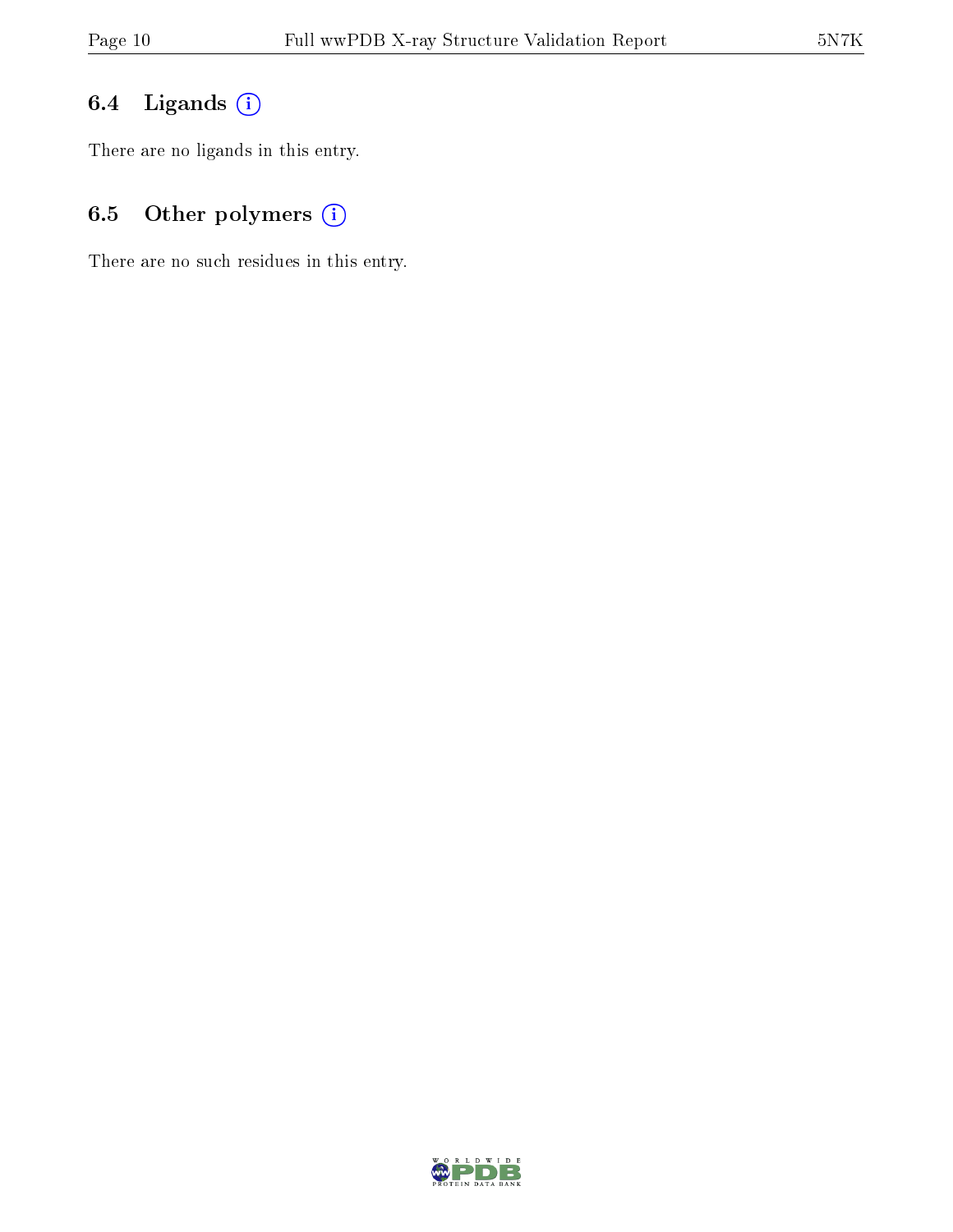### 6.4 Ligands

There are no ligands in this entry.

### 6.5 Other polymers

There are no such residues in this entry.